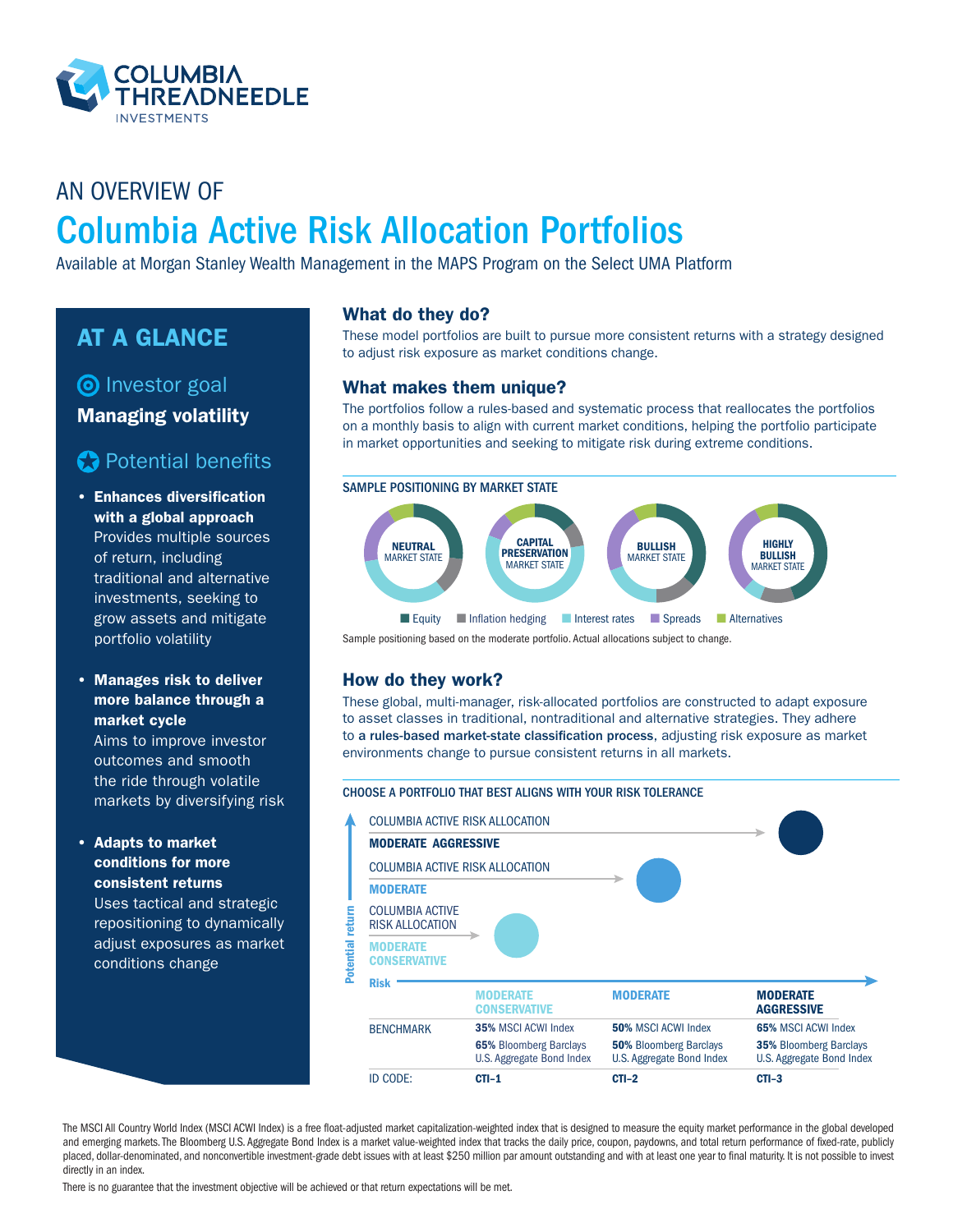# AN OVERVIEW OF

# Columbia Active Risk Allocation Portfolios

Available at Morgan Stanley Wealth Management in the MAPS Program on the Select UMA Platform

## AT A GLANCE

### Investor goal

**Managing volatility**

### Potential benefits

- **Enhances diversification with a global approach** Provides multiple sources of return, including traditional and alternative investments, seeking to grow assets and mitigate portfolio volatility
- **Manages risk to deliver more balance through a market cycle** Aims to improve investor outcomes and smooth the ride through volatile markets by diversifying risk
- **Adapts to market conditions for more consistent returns** Uses tactical and strategic repositioning to dynamically adjust exposures as market conditions change

## What do they do?

These model portfolios are built to pursue more consistent returns with a strategy designed to adjust risk exposure as market conditions change.

## What makes them unique?

The portfolios follow a rules-based and systematic process that reallocates the portfolios on a monthly basis to align with current market conditions, helping the portfolio participate in market opportunities and seeking to mitigate risk during extreme conditions.

### SAMPLE POSITIONING BY MARKET STATE

NEUTRAL MARKET STATE | CAPITAL PRESERVATION MARKET STATE | BULLISH MARKET STATE | HIGHLY BULLISH MARKET STATE

Equity | Inflation hedging | Interest rates | Spreads | Alternatives

Sample positioning based on the moderate portfolio. Actual allocations subject to change.

## How do they work?

These global, multi-manager, risk-allocated portfolios are constructed to adapt exposure to asset classes in traditional, nontraditional and alternative strategies. They adhere to **a rules-based market-state classification process**, adjusting risk exposure as market environments change to pursue consistent returns in all markets.

### CHOOSE A PORTFOLIO THAT BEST ALIGNS WITH YOUR RISK TOLERANCE

Potential return vs. Risk:
- COLUMBIA ACTIVE RISK ALLOCATION **MODERATE AGGRESSIVE**
- COLUMBIA ACTIVE RISK ALLOCATION **MODERATE**
- COLUMBIA ACTIVE RISK ALLOCATION **MODERATE CONSERVATIVE**

| | MODERATE CONSERVATIVE | MODERATE | MODERATE AGGRESSIVE |
|---|---|---|---|
| BENCHMARK | **35%** MSCI ACWI Index<br>**65%** Bloomberg Barclays U.S. Aggregate Bond Index | **50%** MSCI ACWI Index<br>**50%** Bloomberg Barclays U.S. Aggregate Bond Index | **65%** MSCI ACWI Index<br>**35%** Bloomberg Barclays U.S. Aggregate Bond Index |
| ID CODE: | **CTI–1** | **CTI–2** | **CTI–3** |

The MSCI All Country World Index (MSCI ACWI Index) is a free float-adjusted market capitalization-weighted index that is designed to measure the equity market performance in the global developed and emerging markets. The Bloomberg U.S. Aggregate Bond Index is a market value-weighted index that tracks the daily price, coupon, paydowns, and total return performance of fixed-rate, publicly placed, dollar-denominated, and nonconvertible investment-grade debt issues with at least $250 million par amount outstanding and with at least one year to final maturity. It is not possible to invest directly in an index.

There is no guarantee that the investment objective will be achieved or that return expectations will be met.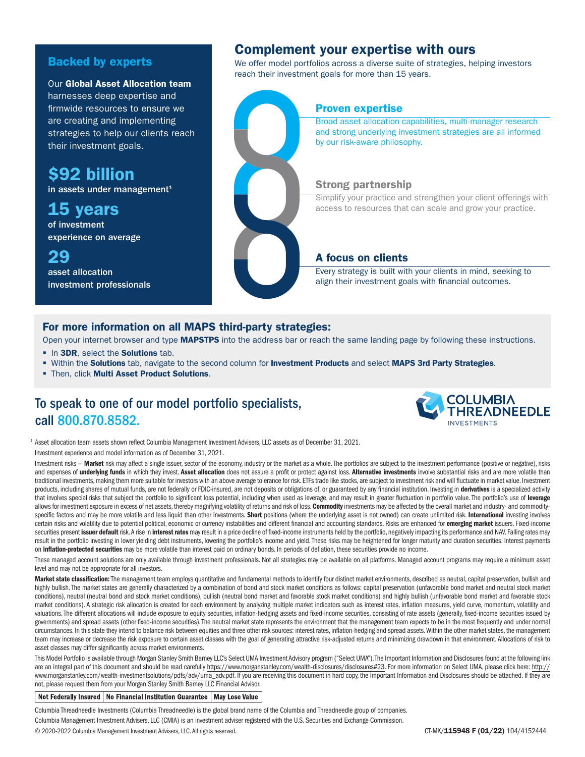## Backed by experts

Our **Global Asset Allocation team** harnesses deep expertise and firmwide resources to ensure we are creating and implementing strategies to help our clients reach their investment goals.

**$92 billion**
**in assets under management**[1]

**15 years**
**of investment experience on average**

**29**
**asset allocation investment professionals**

## Complement your expertise with ours

We offer model portfolios across a diverse suite of strategies, helping investors reach their investment goals for more than 15 years.

### Proven expertise

Broad asset allocation capabilities, multi-manager research and strong underlying investment strategies are all informed by our risk-aware philosophy.

### Strong partnership

Simplify your practice and strengthen your client offerings with access to resources that can scale and grow your practice.

### A focus on clients

Every strategy is built with your clients in mind, seeking to align their investment goals with financial outcomes.

## For more information on all MAPS third-party strategies:

Open your internet browser and type **MAPSTPS** into the address bar or reach the same landing page by following these instructions.

- In **3DR**, select the **Solutions** tab.
- Within the **Solutions** tab, navigate to the second column for **Investment Products** and select **MAPS 3rd Party Strategies**.
- Then, click **Multi Asset Product Solutions**.

## To speak to one of our model portfolio specialists, call 800.870.8582.

COLUMBIA THREADNEEDLE INVESTMENTS

[1] Asset allocation team assets shown reflect Columbia Management Investment Advisers, LLC assets as of December 31, 2021.

Investment experience and model information as of December 31, 2021.

Investment risks — **Market** risk may affect a single issuer, sector of the economy, industry or the market as a whole. The portfolios are subject to the investment performance (positive or negative), risks and expenses of **underlying funds** in which they invest. **Asset allocation** does not assure a profit or protect against loss. **Alternative investments** involve substantial risks and are more volatile than traditional investments, making them more suitable for investors with an above average tolerance for risk. ETFs trade like stocks, are subject to investment risk and will fluctuate in market value. Investment products, including shares of mutual funds, are not federally or FDIC-insured, are not deposits or obligations of, or guaranteed by any financial institution. Investing in **derivatives** is a specialized activity that involves special risks that subject the portfolio to significant loss potential, including when used as leverage, and may result in greater fluctuation in portfolio value. The portfolio's use of **leverage** allows for investment exposure in excess of net assets, thereby magnifying volatility of returns and risk of loss. **Commodity** investments may be affected by the overall market and industry- and commodity-specific factors and may be more volatile and less liquid than other investments. **Short** positions (where the underlying asset is not owned) can create unlimited risk. **International** investing involves certain risks and volatility due to potential political, economic or currency instabilities and different financial and accounting standards. Risks are enhanced for **emerging market** issuers. Fixed-income securities present **issuer default** risk. A rise in **interest rates** may result in a price decline of fixed-income instruments held by the portfolio, negatively impacting its performance and NAV. Falling rates may result in the portfolio investing in lower yielding debt instruments, lowering the portfolio's income and yield. These risks may be heightened for longer maturity and duration securities. Interest payments on **inflation-protected securities** may be more volatile than interest paid on ordinary bonds. In periods of deflation, these securities provide no income.

These managed account solutions are only available through investment professionals. Not all strategies may be available on all platforms. Managed account programs may require a minimum asset level and may not be appropriate for all investors.

**Market state classification:** The management team employs quantitative and fundamental methods to identify four distinct market environments, described as neutral, capital preservation, bullish and highly bullish. The market states are generally characterized by a combination of bond and stock market conditions as follows: capital preservation (unfavorable bond market and neutral stock market conditions), neutral (neutral bond and stock market conditions), bullish (neutral bond market and favorable stock market conditions) and highly bullish (unfavorable bond market and favorable stock market conditions). A strategic risk allocation is created for each environment by analyzing multiple market indicators such as interest rates, inflation measures, yield curve, momentum, volatility and valuations. The different allocations will include exposure to equity securities, inflation-hedging assets and fixed-income securities, consisting of rate assets (generally, fixed-income securities issued by governments) and spread assets (other fixed-income securities). The neutral market state represents the environment that the management team expects to be in the most frequently and under normal circumstances. In this state they intend to balance risk between equities and three other risk sources: interest rates, inflation-hedging and spread assets. Within the other market states, the management team may increase or decrease the risk exposure to certain asset classes with the goal of generating attractive risk-adjusted returns and minimizing drawdown in that environment. Allocations of risk to asset classes may differ significantly across market environments.

This Model Portfolio is available through Morgan Stanley Smith Barney LLC's Select UMA Investment Advisory program ("Select UMA"). The Important Information and Disclosures found at the following link are an integral part of this document and should be read carefully https://www.morganstanley.com/wealth-disclosures/disclosures#23. For more information on Select UMA, please click here: http://www.morganstanley.com/wealth-investmentsolutions/pdfs/adv/uma_adv.pdf. If you are receiving this document in hard copy, the Important Information and Disclosures should be attached. If they are not, please request them from your Morgan Stanley Smith Barney LLC Financial Advisor.

**Not Federally Insured | No Financial Institution Guarantee | May Lose Value**

Columbia Threadneedle Investments (Columbia Threadneedle) is the global brand name of the Columbia and Threadneedle group of companies.

Columbia Management Investment Advisers, LLC (CMIA) is an investment adviser registered with the U.S. Securities and Exchange Commission.

© 2020-2022 Columbia Management Investment Advisers, LLC. All rights reserved.

CT-MK/**115948 F (01/22)** 104/4152444